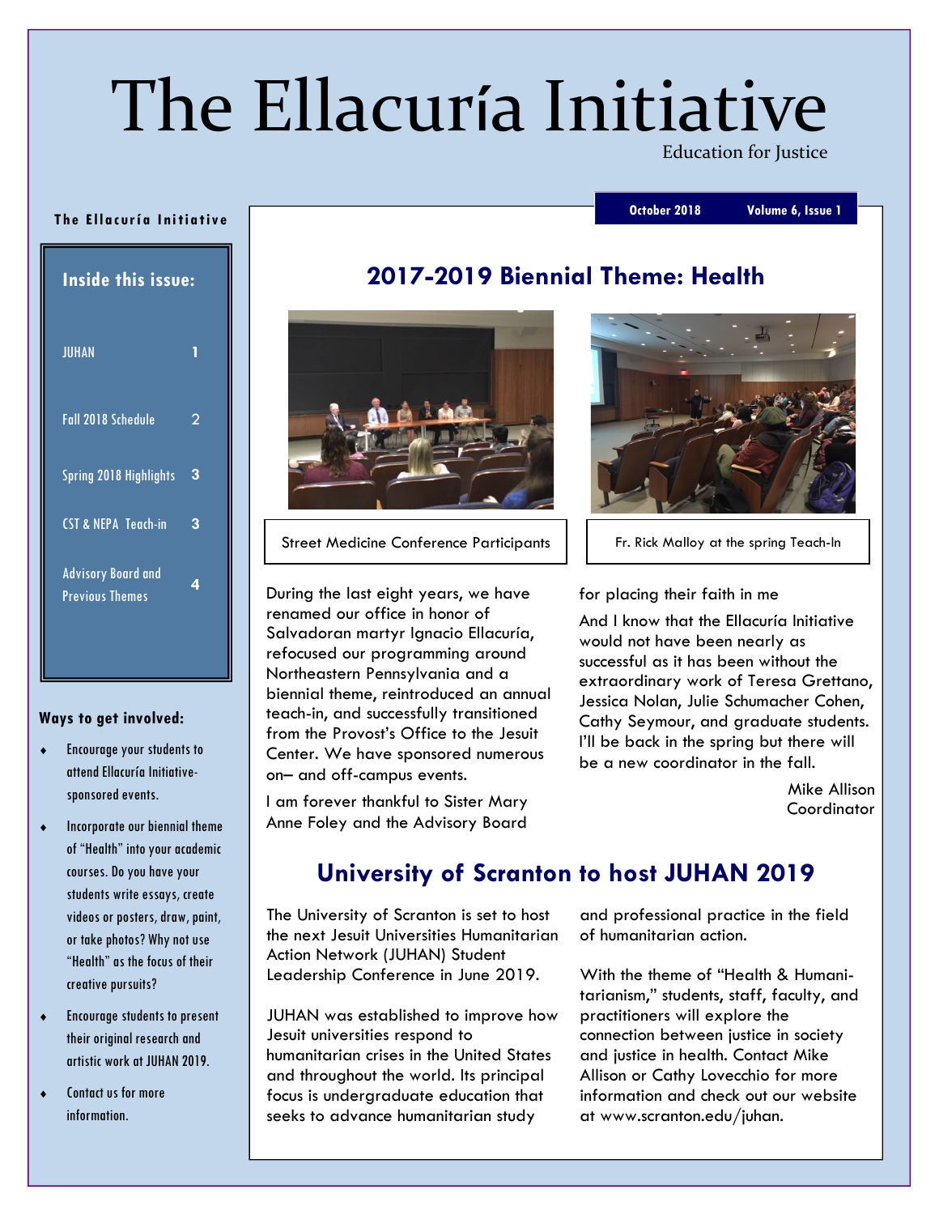# The Ellacuría Initiative

Education for Justice

October 2018 | Volume 6, Issue 1

**The Ellacuría Initiative**

**Inside this issue:**

| | |
|---|---|
| JUHAN | 1 |
| Fall 2018 Schedule | 2 |
| Spring 2018 Highlights | 3 |
| CST & NEPA Teach-in | 3 |
| Advisory Board and Previous Themes | 4 |

**Ways to get involved:**

- Encourage your students to attend Ellacuría Initiative-sponsored events.
- Incorporate our biennial theme of "Health" into your academic courses. Do you have your students write essays, create videos or posters, draw, paint, or take photos? Why not use "Health" as the focus of their creative pursuits?
- Encourage students to present their original research and artistic work at JUHAN 2019.
- Contact us for more information.

## 2017-2019 Biennial Theme: Health

Street Medicine Conference Participants

Fr. Rick Malloy at the spring Teach-In

During the last eight years, we have renamed our office in honor of Salvadoran martyr Ignacio Ellacuría, refocused our programming around Northeastern Pennsylvania and a biennial theme, reintroduced an annual teach-in, and successfully transitioned from the Provost's Office to the Jesuit Center. We have sponsored numerous on– and off-campus events.

I am forever thankful to Sister Mary Anne Foley and the Advisory Board for placing their faith in me

And I know that the Ellacuría Initiative would not have been nearly as successful as it has been without the extraordinary work of Teresa Grettano, Jessica Nolan, Julie Schumacher Cohen, Cathy Seymour, and graduate students. I'll be back in the spring but there will be a new coordinator in the fall.

Mike Allison
Coordinator

## University of Scranton to host JUHAN 2019

The University of Scranton is set to host the next Jesuit Universities Humanitarian Action Network (JUHAN) Student Leadership Conference in June 2019.

JUHAN was established to improve how Jesuit universities respond to humanitarian crises in the United States and throughout the world. Its principal focus is undergraduate education that seeks to advance humanitarian study and professional practice in the field of humanitarian action.

With the theme of "Health & Humanitarianism," students, staff, faculty, and practitioners will explore the connection between justice in society and justice in health. Contact Mike Allison or Cathy Lovecchio for more information and check out our website at www.scranton.edu/juhan.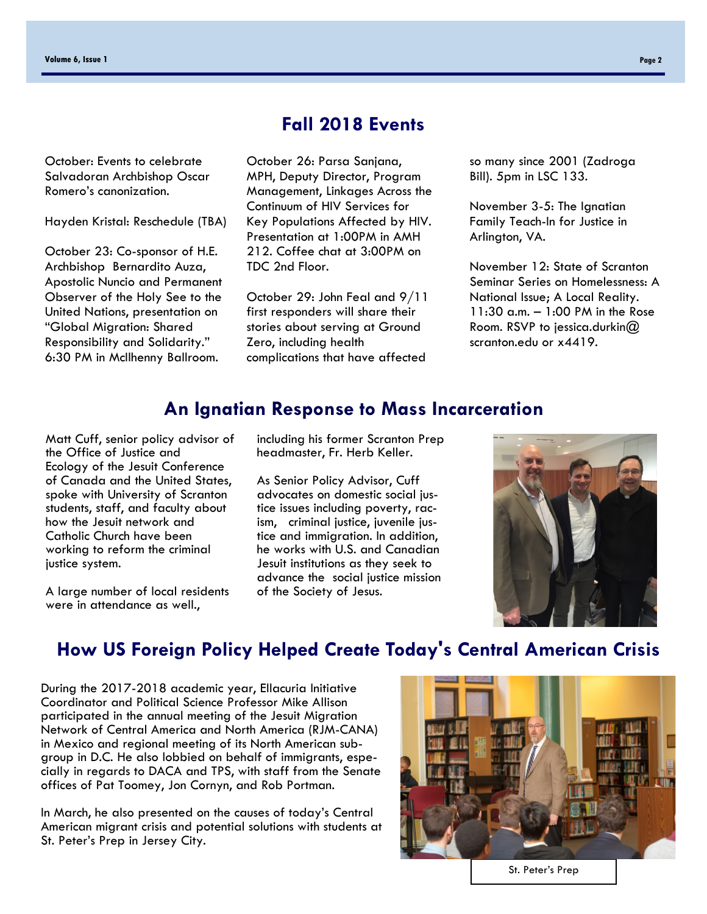## Fall 2018 Events

October: Events to celebrate Salvadoran Archbishop Oscar Romero's canonization.

Hayden Kristal: Reschedule (TBA)

October 23: Co-sponsor of H.E. Archbishop Bernardito Auza, Apostolic Nuncio and Permanent Observer of the Holy See to the United Nations, presentation on "Global Migration: Shared Responsibility and Solidarity." 6:30 PM in McIlhenny Ballroom.

October 26: Parsa Sanjana, MPH, Deputy Director, Program Management, Linkages Across the Continuum of HIV Services for Key Populations Affected by HIV. Presentation at 1:00PM in AMH 212. Coffee chat at 3:00PM on TDC 2nd Floor.

October 29: John Feal and 9/11 first responders will share their stories about serving at Ground Zero, including health complications that have affected so many since 2001 (Zadroga Bill). 5pm in LSC 133.

November 3-5: The Ignatian Family Teach-In for Justice in Arlington, VA.

November 12: State of Scranton Seminar Series on Homelessness: A National Issue; A Local Reality. 11:30 a.m. – 1:00 PM in the Rose Room. RSVP to jessica.durkin@scranton.edu or x4419.

## An Ignatian Response to Mass Incarceration

Matt Cuff, senior policy advisor of the Office of Justice and Ecology of the Jesuit Conference of Canada and the United States, spoke with University of Scranton students, staff, and faculty about how the Jesuit network and Catholic Church have been working to reform the criminal justice system.

A large number of local residents were in attendance as well., including his former Scranton Prep headmaster, Fr. Herb Keller.

As Senior Policy Advisor, Cuff advocates on domestic social justice issues including poverty, racism, criminal justice, juvenile justice and immigration. In addition, he works with U.S. and Canadian Jesuit institutions as they seek to advance the social justice mission of the Society of Jesus.

## How US Foreign Policy Helped Create Today's Central American Crisis

During the 2017-2018 academic year, Ellacuria Initiative Coordinator and Political Science Professor Mike Allison participated in the annual meeting of the Jesuit Migration Network of Central America and North America (RJM-CANA) in Mexico and regional meeting of its North American subgroup in D.C. He also lobbied on behalf of immigrants, especially in regards to DACA and TPS, with staff from the Senate offices of Pat Toomey, Jon Cornyn, and Rob Portman.

In March, he also presented on the causes of today's Central American migrant crisis and potential solutions with students at St. Peter's Prep in Jersey City.

St. Peter's Prep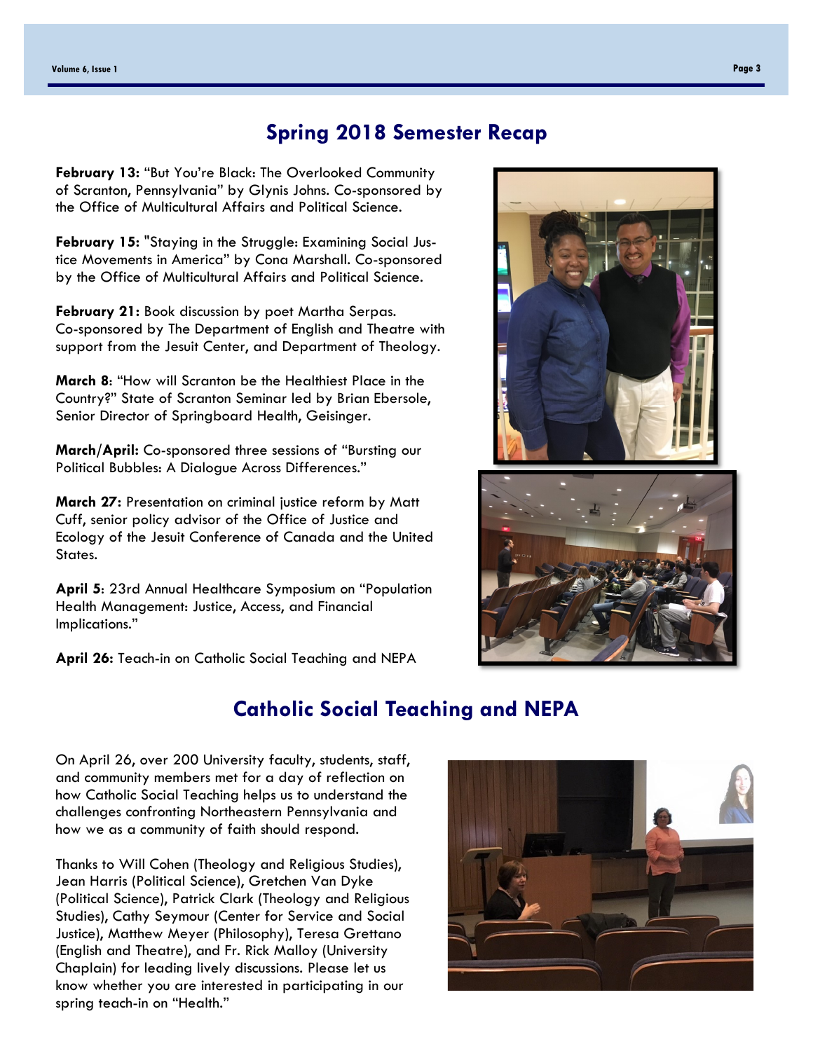## Spring 2018 Semester Recap

**February 13:** "But You're Black: The Overlooked Community of Scranton, Pennsylvania" by Glynis Johns. Co-sponsored by the Office of Multicultural Affairs and Political Science.

**February 15:** "Staying in the Struggle: Examining Social Justice Movements in America" by Cona Marshall. Co-sponsored by the Office of Multicultural Affairs and Political Science.

**February 21:** Book discussion by poet Martha Serpas. Co-sponsored by The Department of English and Theatre with support from the Jesuit Center, and Department of Theology.

**March 8**: "How will Scranton be the Healthiest Place in the Country?" State of Scranton Seminar led by Brian Ebersole, Senior Director of Springboard Health, Geisinger.

**March/April:** Co-sponsored three sessions of "Bursting our Political Bubbles: A Dialogue Across Differences."

**March 27:** Presentation on criminal justice reform by Matt Cuff, senior policy advisor of the Office of Justice and Ecology of the Jesuit Conference of Canada and the United States.

**April 5**: 23rd Annual Healthcare Symposium on "Population Health Management: Justice, Access, and Financial Implications."

**April 26:** Teach-in on Catholic Social Teaching and NEPA

## Catholic Social Teaching and NEPA

On April 26, over 200 University faculty, students, staff, and community members met for a day of reflection on how Catholic Social Teaching helps us to understand the challenges confronting Northeastern Pennsylvania and how we as a community of faith should respond.

Thanks to Will Cohen (Theology and Religious Studies), Jean Harris (Political Science), Gretchen Van Dyke (Political Science), Patrick Clark (Theology and Religious Studies), Cathy Seymour (Center for Service and Social Justice), Matthew Meyer (Philosophy), Teresa Grettano (English and Theatre), and Fr. Rick Malloy (University Chaplain) for leading lively discussions. Please let us know whether you are interested in participating in our spring teach-in on "Health."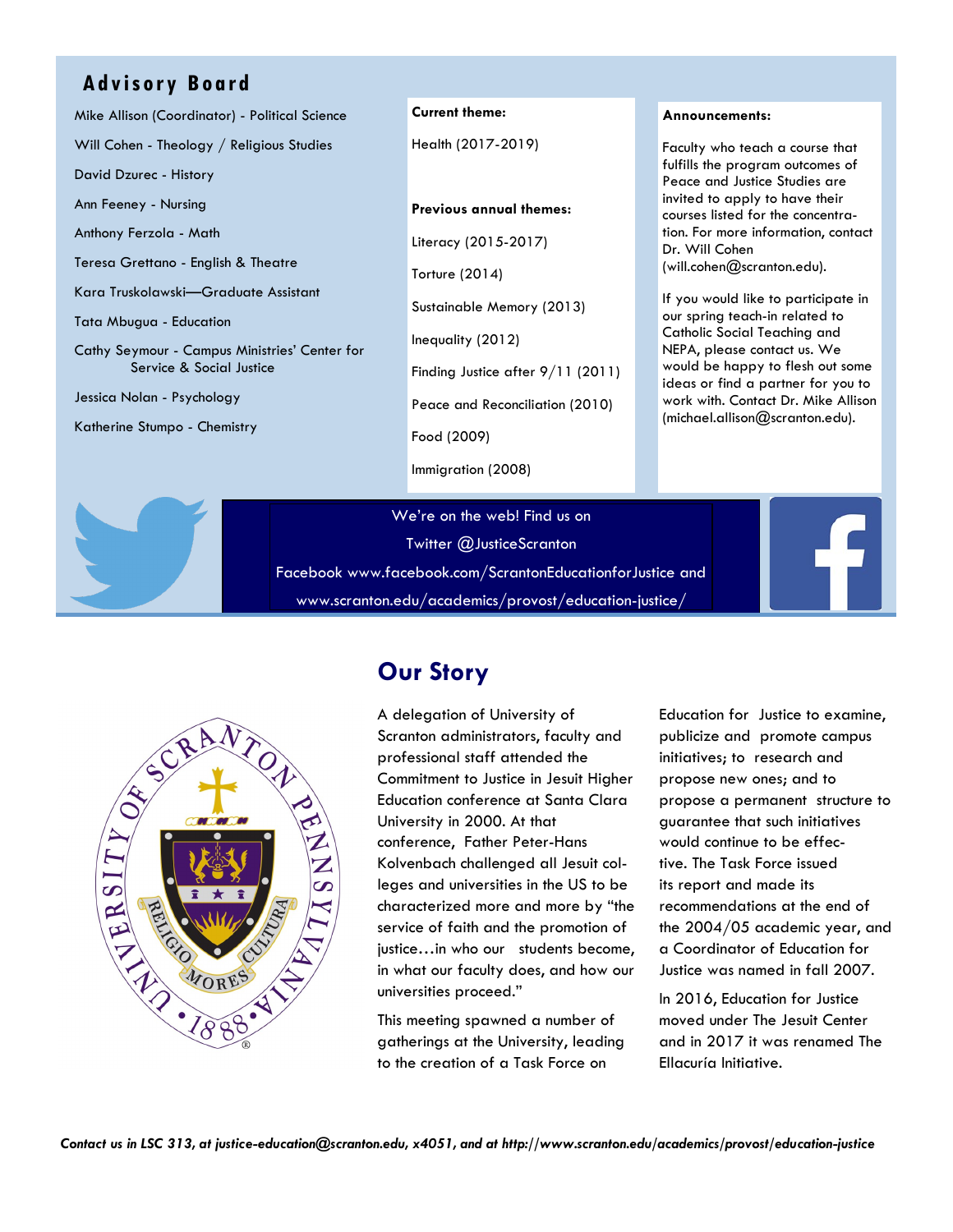## Advisory Board

Mike Allison (Coordinator) - Political Science

Will Cohen - Theology / Religious Studies

David Dzurec - History

Ann Feeney - Nursing

Anthony Ferzola - Math

Teresa Grettano - English & Theatre

Kara Truskolawski—Graduate Assistant

Tata Mbugua - Education

Cathy Seymour - Campus Ministries' Center for Service & Social Justice

Jessica Nolan - Psychology

Katherine Stumpo - Chemistry

**Current theme:**

Health (2017-2019)

**Previous annual themes:**

Literacy (2015-2017)

Torture (2014)

Sustainable Memory (2013)

Inequality (2012)

Finding Justice after 9/11 (2011)

Peace and Reconciliation (2010)

Food (2009)

Immigration (2008)

**Announcements:**

Faculty who teach a course that fulfills the program outcomes of Peace and Justice Studies are invited to apply to have their courses listed for the concentration. For more information, contact Dr. Will Cohen (will.cohen@scranton.edu).

If you would like to participate in our spring teach-in related to Catholic Social Teaching and NEPA, please contact us. We would be happy to flesh out some ideas or find a partner for you to work with. Contact Dr. Mike Allison (michael.allison@scranton.edu).

We're on the web! Find us on
Twitter @JusticeScranton
Facebook www.facebook.com/ScrantonEducationforJustice and
www.scranton.edu/academics/provost/education-justice/

## Our Story

A delegation of University of Scranton administrators, faculty and professional staff attended the Commitment to Justice in Jesuit Higher Education conference at Santa Clara University in 2000. At that conference, Father Peter-Hans Kolvenbach challenged all Jesuit colleges and universities in the US to be characterized more and more by "the service of faith and the promotion of justice…in who our students become, in what our faculty does, and how our universities proceed."

This meeting spawned a number of gatherings at the University, leading to the creation of a Task Force on Education for Justice to examine, publicize and promote campus initiatives; to research and propose new ones; and to propose a permanent structure to guarantee that such initiatives would continue to be effective. The Task Force issued its report and made its recommendations at the end of the 2004/05 academic year, and a Coordinator of Education for Justice was named in fall 2007.

In 2016, Education for Justice moved under The Jesuit Center and in 2017 it was renamed The Ellacuría Initiative.

*Contact us in LSC 313, at justice-education@scranton.edu, x4051, and at http://www.scranton.edu/academics/provost/education-justice*